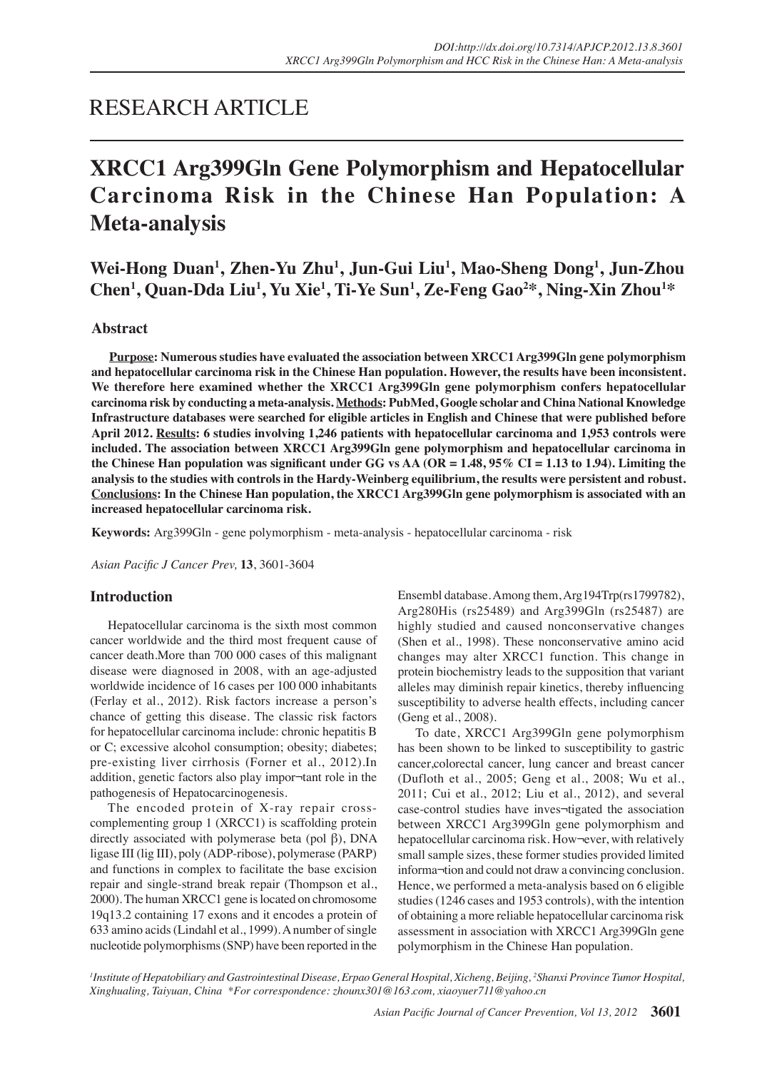RESEARCH ARTICLE

# XRCC1 Arg399Gln Gene Polymorphism and Hepatocellular Carcinoma Risk in the Chinese Han Population: A Meta-analysis

**Wei-Hong Duan[1], Zhen-Yu Zhu[1], Jun-Gui Liu[1], Mao-Sheng Dong[1], Jun-Zhou Chen[1], Quan-Dda Liu[1], Yu Xie[1], Ti-Ye Sun[1], Ze-Feng Gao[2]*, Ning-Xin Zhou[1]***

## Abstract

**Purpose: Numerous studies have evaluated the association between XRCC1 Arg399Gln gene polymorphism and hepatocellular carcinoma risk in the Chinese Han population. However, the results have been inconsistent. We therefore here examined whether the XRCC1 Arg399Gln gene polymorphism confers hepatocellular carcinoma risk by conducting a meta-analysis. Methods: PubMed, Google scholar and China National Knowledge Infrastructure databases were searched for eligible articles in English and Chinese that were published before April 2012. Results: 6 studies involving 1,246 patients with hepatocellular carcinoma and 1,953 controls were included. The association between XRCC1 Arg399Gln gene polymorphism and hepatocellular carcinoma in the Chinese Han population was significant under GG vs AA (OR = 1.48, 95% CI = 1.13 to 1.94). Limiting the analysis to the studies with controls in the Hardy-Weinberg equilibrium, the results were persistent and robust. Conclusions: In the Chinese Han population, the XRCC1 Arg399Gln gene polymorphism is associated with an increased hepatocellular carcinoma risk.**

**Keywords:** Arg399Gln - gene polymorphism - meta-analysis - hepatocellular carcinoma - risk

*Asian Pacific J Cancer Prev,* **13**, 3601-3604

## Introduction

Hepatocellular carcinoma is the sixth most common cancer worldwide and the third most frequent cause of cancer death.More than 700 000 cases of this malignant disease were diagnosed in 2008, with an age-adjusted worldwide incidence of 16 cases per 100 000 inhabitants (Ferlay et al., 2012). Risk factors increase a person's chance of getting this disease. The classic risk factors for hepatocellular carcinoma include: chronic hepatitis B or C; excessive alcohol consumption; obesity; diabetes; pre-existing liver cirrhosis (Forner et al., 2012).In addition, genetic factors also play impor¬tant role in the pathogenesis of Hepatocarcinogenesis.

The encoded protein of X-ray repair cross-complementing group 1 (XRCC1) is scaffolding protein directly associated with polymerase beta (pol β), DNA ligase III (lig III), poly (ADP-ribose), polymerase (PARP) and functions in complex to facilitate the base excision repair and single-strand break repair (Thompson et al., 2000). The human XRCC1 gene is located on chromosome 19q13.2 containing 17 exons and it encodes a protein of 633 amino acids (Lindahl et al., 1999). A number of single nucleotide polymorphisms (SNP) have been reported in the Ensembl database. Among them, Arg194Trp(rs1799782), Arg280His (rs25489) and Arg399Gln (rs25487) are highly studied and caused nonconservative changes (Shen et al., 1998). These nonconservative amino acid changes may alter XRCC1 function. This change in protein biochemistry leads to the supposition that variant alleles may diminish repair kinetics, thereby influencing susceptibility to adverse health effects, including cancer (Geng et al., 2008).

To date, XRCC1 Arg399Gln gene polymorphism has been shown to be linked to susceptibility to gastric cancer,colorectal cancer, lung cancer and breast cancer (Dufloth et al., 2005; Geng et al., 2008; Wu et al., 2011; Cui et al., 2012; Liu et al., 2012), and several case-control studies have inves¬tigated the association between XRCC1 Arg399Gln gene polymorphism and hepatocellular carcinoma risk. How¬ever, with relatively small sample sizes, these former studies provided limited informa¬tion and could not draw a convincing conclusion. Hence, we performed a meta-analysis based on 6 eligible studies (1246 cases and 1953 controls), with the intention of obtaining a more reliable hepatocellular carcinoma risk assessment in association with XRCC1 Arg399Gln gene polymorphism in the Chinese Han population.

*[1]Institute of Hepatobiliary and Gastrointestinal Disease, Erpao General Hospital, Xicheng, Beijing, [2]Shanxi Province Tumor Hospital, Xinghualing, Taiyuan, China \*For correspondence: zhounx301@163.com, xiaoyuer711@yahoo.cn*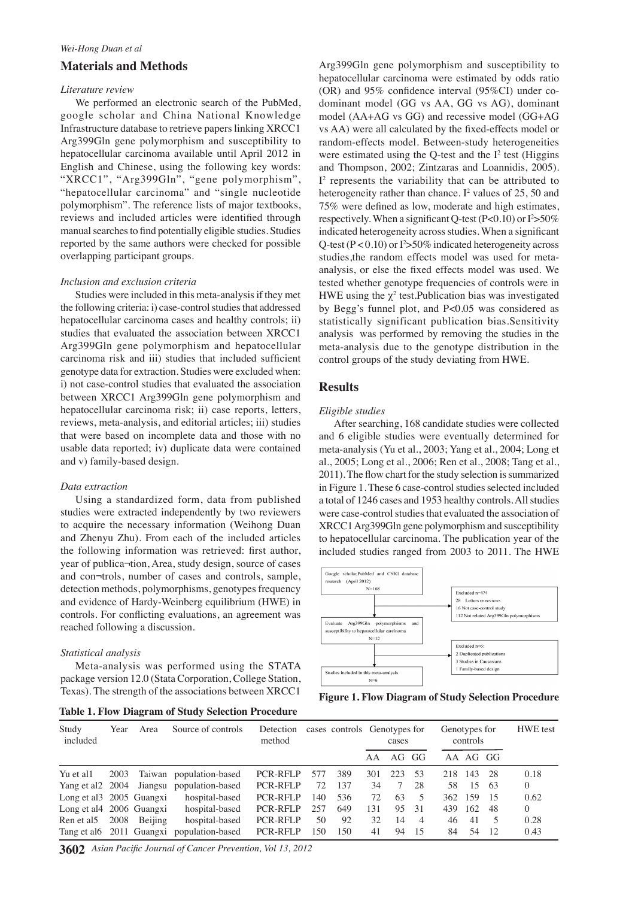## Materials and Methods

### *Literature review*

We performed an electronic search of the PubMed, google scholar and China National Knowledge Infrastructure database to retrieve papers linking XRCC1 Arg399Gln gene polymorphism and susceptibility to hepatocellular carcinoma available until April 2012 in English and Chinese, using the following key words: "XRCC1", "Arg399Gln", "gene polymorphism", "hepatocellular carcinoma" and "single nucleotide polymorphism". The reference lists of major textbooks, reviews and included articles were identified through manual searches to find potentially eligible studies. Studies reported by the same authors were checked for possible overlapping participant groups.

### *Inclusion and exclusion criteria*

Studies were included in this meta-analysis if they met the following criteria: i) case-control studies that addressed hepatocellular carcinoma cases and healthy controls; ii) studies that evaluated the association between XRCC1 Arg399Gln gene polymorphism and hepatocellular carcinoma risk and iii) studies that included sufficient genotype data for extraction. Studies were excluded when: i) not case-control studies that evaluated the association between XRCC1 Arg399Gln gene polymorphism and hepatocellular carcinoma risk; ii) case reports, letters, reviews, meta-analysis, and editorial articles; iii) studies that were based on incomplete data and those with no usable data reported; iv) duplicate data were contained and v) family-based design.

### *Data extraction*

Using a standardized form, data from published studies were extracted independently by two reviewers to acquire the necessary information (Weihong Duan and Zhenyu Zhu). From each of the included articles the following information was retrieved: first author, year of publica¬tion, Area, study design, source of cases and con¬trols, number of cases and controls, sample, detection methods, polymorphisms, genotypes frequency and evidence of Hardy-Weinberg equilibrium (HWE) in controls. For conflicting evaluations, an agreement was reached following a discussion.

### *Statistical analysis*

Meta-analysis was performed using the STATA package version 12.0 (Stata Corporation, College Station, Texas). The strength of the associations between XRCC1 Arg399Gln gene polymorphism and susceptibility to hepatocellular carcinoma were estimated by odds ratio (OR) and 95% confidence interval (95%CI) under co-dominant model (GG vs AA, GG vs AG), dominant model (AA+AG vs GG) and recessive model (GG+AG vs AA) were all calculated by the fixed-effects model or random-effects model. Between-study heterogeneities were estimated using the Q-test and the $I^2$ test (Higgins and Thompson, 2002; Zintzaras and Loannidis, 2005). $I^2$ represents the variability that can be attributed to heterogeneity rather than chance. $I^2$ values of 25, 50 and 75% were defined as low, moderate and high estimates, respectively. When a significant Q-test ($P<0.10$) or $I^2>50\%$ indicated heterogeneity across studies. When a significant Q-test ($P<0.10$) or $I^2>50\%$ indicated heterogeneity across studies,the random effects model was used for meta-analysis, or else the fixed effects model was used. We tested whether genotype frequencies of controls were in HWE using the $\chi^2$ test.Publication bias was investigated by Begg's funnel plot, and $P<0.05$ was considered as statistically significant publication bias.Sensitivity analysis was performed by removing the studies in the meta-analysis due to the genotype distribution in the control groups of the study deviating from HWE.

## Results

### *Eligible studies*

After searching, 168 candidate studies were collected and 6 eligible studies were eventually determined for meta-analysis (Yu et al., 2003; Yang et al., 2004; Long et al., 2005; Long et al., 2006; Ren et al., 2008; Tang et al., 2011). The flow chart for the study selection is summarized in Figure 1. These 6 case-control studies selected included a total of 1246 cases and 1953 healthy controls. All studies were case-control studies that evaluated the association of XRCC1 Arg399Gln gene polymorphism and susceptibility to hepatocellular carcinoma. The publication year of the included studies ranged from 2003 to 2011. The HWE

**Figure 1. Flow Diagram of Study Selection Procedure**

**Table 1. Flow Diagram of Study Selection Procedure**

| Study included | Year | Area | Source of controls | Detection method | cases | controls | Genotypes for cases | | | Genotypes for controls | | | HWE test |
|---|---|---|---|---|---|---|---|---|---|---|---|---|---|
| | | | | | | | AA | AG | GG | AA | AG | GG | |
| Yu et al1 | 2003 | Taiwan | population-based | PCR-RFLP | 577 | 389 | 301 | 223 | 53 | 218 | 143 | 28 | 0.18 |
| Yang et al2 | 2004 | Jiangsu | population-based | PCR-RFLP | 72 | 137 | 34 | 7 | 28 | 58 | 15 | 63 | 0 |
| Long et al3 | 2005 | Guangxi | hospital-based | PCR-RFLP | 140 | 536 | 72 | 63 | 5 | 362 | 159 | 15 | 0.62 |
| Long et al4 | 2006 | Guangxi | hospital-based | PCR-RFLP | 257 | 649 | 131 | 95 | 31 | 439 | 162 | 48 | 0 |
| Ren et al5 | 2008 | Beijing | hospital-based | PCR-RFLP | 50 | 92 | 32 | 14 | 4 | 46 | 41 | 5 | 0.28 |
| Tang et al6 | 2011 | Guangxi | population-based | PCR-RFLP | 150 | 150 | 41 | 94 | 15 | 84 | 54 | 12 | 0.43 |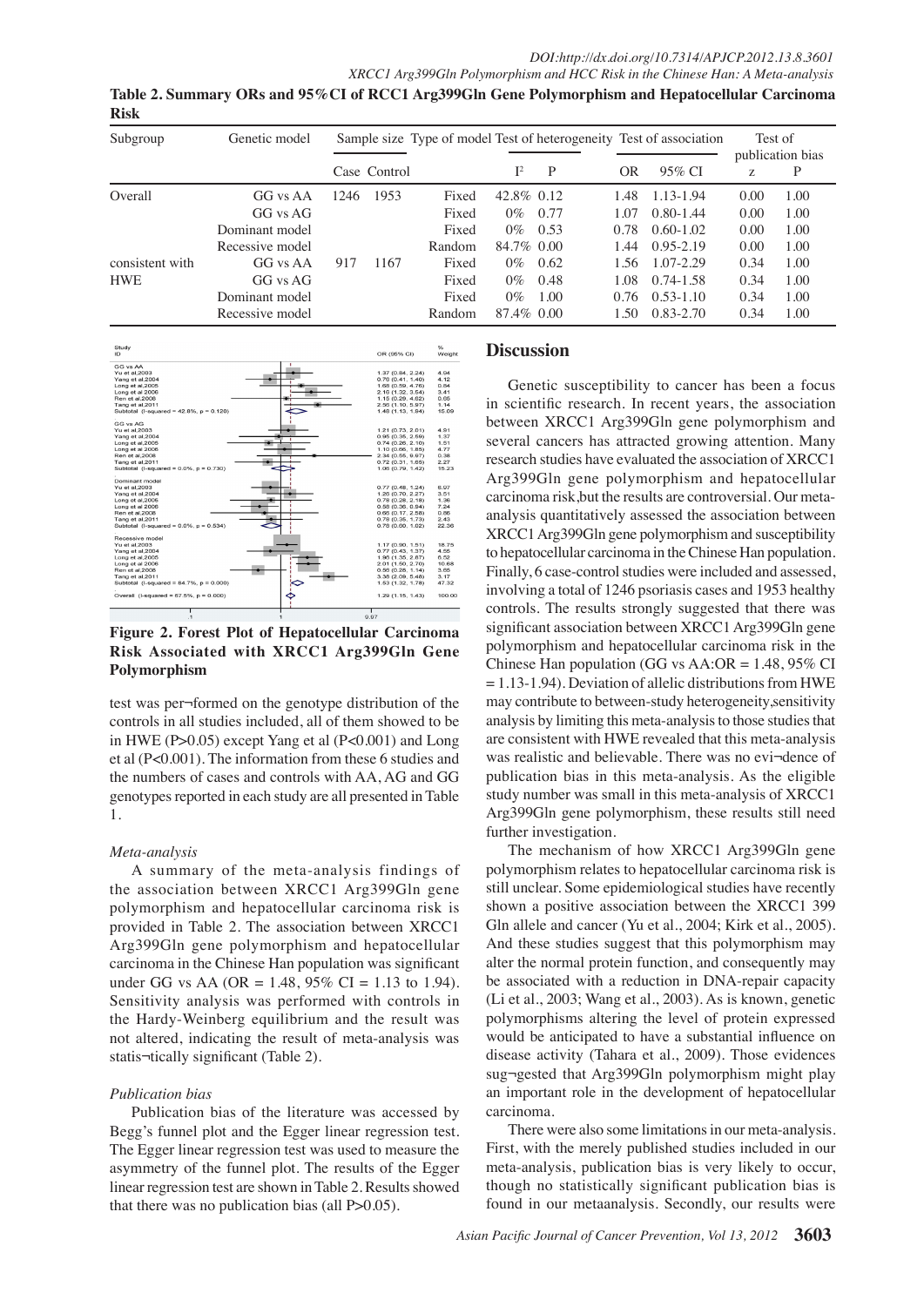**Table 2. Summary ORs and 95%CI of RCC1 Arg399Gln Gene Polymorphism and Hepatocellular Carcinoma Risk**

| Subgroup | Genetic model | Sample size | | Type of model | Test of heterogeneity | | Test of association | | Test of publication bias | |
|---|---|---|---|---|---|---|---|---|---|---|
| | | Case | Control | | $I^2$ | P | OR | 95% CI | z | P |
| Overall | GG vs AA | 1246 | 1953 | Fixed | 42.8% | 0.12 | 1.48 | 1.13-1.94 | 0.00 | 1.00 |
| | GG vs AG | | | Fixed | 0% | 0.77 | 1.07 | 0.80-1.44 | 0.00 | 1.00 |
| | Dominant model | | | Fixed | 0% | 0.53 | 0.78 | 0.60-1.02 | 0.00 | 1.00 |
| | Recessive model | | | Random | 84.7% | 0.00 | 1.44 | 0.95-2.19 | 0.00 | 1.00 |
| consistent with HWE | GG vs AA | 917 | 1167 | Fixed | 0% | 0.62 | 1.56 | 1.07-2.29 | 0.34 | 1.00 |
| | GG vs AG | | | Fixed | 0% | 0.48 | 1.08 | 0.74-1.58 | 0.34 | 1.00 |
| | Dominant model | | | Fixed | 0% | 1.00 | 0.76 | 0.53-1.10 | 0.34 | 1.00 |
| | Recessive model | | | Random | 87.4% | 0.00 | 1.50 | 0.83-2.70 | 0.34 | 1.00 |

**Figure 2. Forest Plot of Hepatocellular Carcinoma Risk Associated with XRCC1 Arg399Gln Gene Polymorphism**

test was per¬formed on the genotype distribution of the controls in all studies included, all of them showed to be in HWE (P>0.05) except Yang et al (P<0.001) and Long et al (P<0.001). The information from these 6 studies and the numbers of cases and controls with AA, AG and GG genotypes reported in each study are all presented in Table 1.

*Meta-analysis*

A summary of the meta-analysis findings of the association between XRCC1 Arg399Gln gene polymorphism and hepatocellular carcinoma risk is provided in Table 2. The association between XRCC1 Arg399Gln gene polymorphism and hepatocellular carcinoma in the Chinese Han population was significant under GG vs AA (OR = 1.48, 95% CI = 1.13 to 1.94). Sensitivity analysis was performed with controls in the Hardy-Weinberg equilibrium and the result was not altered, indicating the result of meta-analysis was statis¬tically significant (Table 2).

*Publication bias*

Publication bias of the literature was accessed by Begg's funnel plot and the Egger linear regression test. The Egger linear regression test was used to measure the asymmetry of the funnel plot. The results of the Egger linear regression test are shown in Table 2. Results showed that there was no publication bias (all P>0.05).

## Discussion

Genetic susceptibility to cancer has been a focus in scientific research. In recent years, the association between XRCC1 Arg399Gln gene polymorphism and several cancers has attracted growing attention. Many research studies have evaluated the association of XRCC1 Arg399Gln gene polymorphism and hepatocellular carcinoma risk,but the results are controversial. Our meta-analysis quantitatively assessed the association between XRCC1 Arg399Gln gene polymorphism and susceptibility to hepatocellular carcinoma in the Chinese Han population. Finally, 6 case-control studies were included and assessed, involving a total of 1246 psoriasis cases and 1953 healthy controls. The results strongly suggested that there was significant association between XRCC1 Arg399Gln gene polymorphism and hepatocellular carcinoma risk in the Chinese Han population (GG vs AA:OR = 1.48, 95% CI = 1.13-1.94). Deviation of allelic distributions from HWE may contribute to between-study heterogeneity,sensitivity analysis by limiting this meta-analysis to those studies that are consistent with HWE revealed that this meta-analysis was realistic and believable. There was no evi¬dence of publication bias in this meta-analysis. As the eligible study number was small in this meta-analysis of XRCC1 Arg399Gln gene polymorphism, these results still need further investigation.

The mechanism of how XRCC1 Arg399Gln gene polymorphism relates to hepatocellular carcinoma risk is still unclear. Some epidemiological studies have recently shown a positive association between the XRCC1 399 Gln allele and cancer (Yu et al., 2004; Kirk et al., 2005). And these studies suggest that this polymorphism may alter the normal protein function, and consequently may be associated with a reduction in DNA-repair capacity (Li et al., 2003; Wang et al., 2003). As is known, genetic polymorphisms altering the level of protein expressed would be anticipated to have a substantial influence on disease activity (Tahara et al., 2009). Those evidences sug¬gested that Arg399Gln polymorphism might play an important role in the development of hepatocellular carcinoma.

There were also some limitations in our meta-analysis. First, with the merely published studies included in our meta-analysis, publication bias is very likely to occur, though no statistically significant publication bias is found in our metaanalysis. Secondly, our results were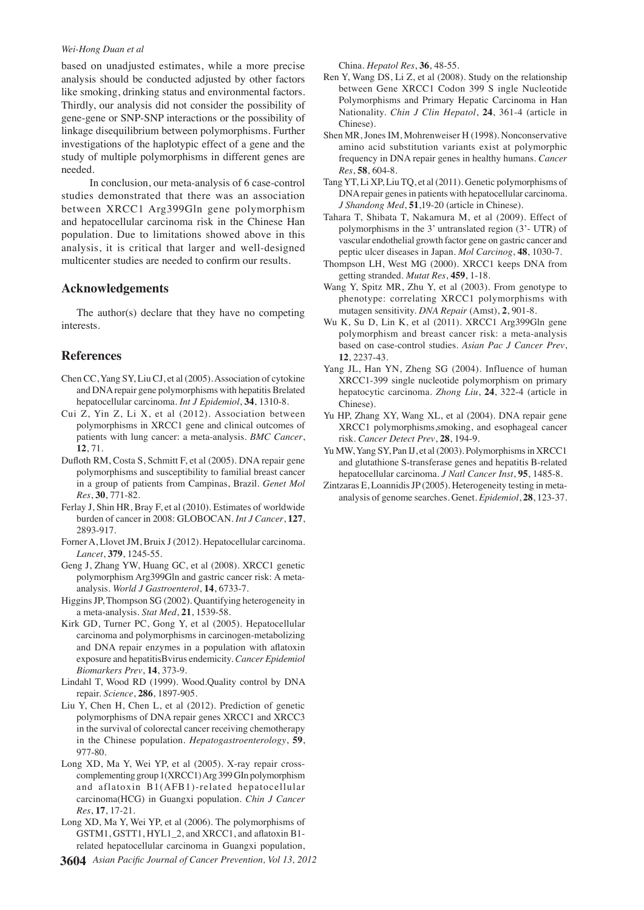based on unadjusted estimates, while a more precise analysis should be conducted adjusted by other factors like smoking, drinking status and environmental factors. Thirdly, our analysis did not consider the possibility of gene-gene or SNP-SNP interactions or the possibility of linkage disequilibrium between polymorphisms. Further investigations of the haplotypic effect of a gene and the study of multiple polymorphisms in different genes are needed.

In conclusion, our meta-analysis of 6 case-control studies demonstrated that there was an association between XRCC1 Arg399Gln gene polymorphism and hepatocellular carcinoma risk in the Chinese Han population. Due to limitations showed above in this analysis, it is critical that larger and well-designed multicenter studies are needed to confirm our results.

## Acknowledgements

The author(s) declare that they have no competing interests.

## References

Chen CC, Yang SY, Liu CJ, et al (2005). Association of cytokine and DNA repair gene polymorphisms with hepatitis Brelated hepatocellular carcinoma. *Int J Epidemiol*, **34**, 1310-8.

Cui Z, Yin Z, Li X, et al (2012). Association between polymorphisms in XRCC1 gene and clinical outcomes of patients with lung cancer: a meta-analysis. *BMC Cancer*, **12**, 71.

Dufloth RM, Costa S, Schmitt F, et al (2005). DNA repair gene polymorphisms and susceptibility to familial breast cancer in a group of patients from Campinas, Brazil. *Genet Mol Res*, **30**, 771-82.

Ferlay J, Shin HR, Bray F, et al (2010). Estimates of worldwide burden of cancer in 2008: GLOBOCAN. *Int J Cancer*, **127**, 2893-917.

Forner A, Llovet JM, Bruix J (2012). Hepatocellular carcinoma. *Lancet*, **379**, 1245-55.

Geng J, Zhang YW, Huang GC, et al (2008). XRCC1 genetic polymorphism Arg399Gln and gastric cancer risk: A meta-analysis. *World J Gastroenterol*, **14**, 6733-7.

Higgins JP, Thompson SG (2002). Quantifying heterogeneity in a meta-analysis. *Stat Med*, **21**, 1539-58.

Kirk GD, Turner PC, Gong Y, et al (2005). Hepatocellular carcinoma and polymorphisms in carcinogen-metabolizing and DNA repair enzymes in a population with aflatoxin exposure and hepatitisBvirus endemicity. *Cancer Epidemiol Biomarkers Prev*, **14**, 373-9.

Lindahl T, Wood RD (1999). Wood.Quality control by DNA repair. *Science*, **286**, 1897-905.

Liu Y, Chen H, Chen L, et al (2012). Prediction of genetic polymorphisms of DNA repair genes XRCC1 and XRCC3 in the survival of colorectal cancer receiving chemotherapy in the Chinese population. *Hepatogastroenterology*, **59**, 977-80.

Long XD, Ma Y, Wei YP, et al (2005). X-ray repair cross-complementing group 1(XRCC1) Arg 399 GIn polymorphism and aflatoxin B1(AFB1)-related hepatocellular carcinoma(HCG) in Guangxi population. *Chin J Cancer Res*, **17**, 17-21.

Long XD, Ma Y, Wei YP, et al (2006). The polymorphisms of GSTM1, GSTT1, HYL1_2, and XRCC1, and aflatoxin B1-related hepatocellular carcinoma in Guangxi population, China. *Hepatol Res*, **36**, 48-55.

Ren Y, Wang DS, Li Z, et al (2008). Study on the relationship between Gene XRCC1 Codon 399 S ingle Nucleotide Polymorphisms and Primary Hepatic Carcinoma in Han Nationality. *Chin J Clin Hepatol*, **24**, 361-4 (article in Chinese).

Shen MR, Jones IM, Mohrenweiser H (1998). Nonconservative amino acid substitution variants exist at polymorphic frequency in DNA repair genes in healthy humans. *Cancer Res*, **58**, 604-8.

Tang YT, Li XP, Liu TQ, et al (2011). Genetic polymorphisms of DNA repair genes in patients with hepatocellular carcinoma. *J Shandong Med*, **51**,19-20 (article in Chinese).

Tahara T, Shibata T, Nakamura M, et al (2009). Effect of polymorphisms in the 3' untranslated region (3'- UTR) of vascular endothelial growth factor gene on gastric cancer and peptic ulcer diseases in Japan. *Mol Carcinog*, **48**, 1030-7.

Thompson LH, West MG (2000). XRCC1 keeps DNA from getting stranded. *Mutat Res*, **459**, 1-18.

Wang Y, Spitz MR, Zhu Y, et al (2003). From genotype to phenotype: correlating XRCC1 polymorphisms with mutagen sensitivity. *DNA Repair* (Amst), **2**, 901-8.

Wu K, Su D, Lin K, et al (2011). XRCC1 Arg399Gln gene polymorphism and breast cancer risk: a meta-analysis based on case-control studies. *Asian Pac J Cancer Prev*, **12**, 2237-43.

Yang JL, Han YN, Zheng SG (2004). Influence of human XRCC1-399 single nucleotide polymorphism on primary hepatocytic carcinoma. *Zhong Liu*, **24**, 322-4 (article in Chinese).

Yu HP, Zhang XY, Wang XL, et al (2004). DNA repair gene XRCC1 polymorphisms,smoking, and esophageal cancer risk. *Cancer Detect Prev*, **28**, 194-9.

Yu MW, Yang SY, Pan IJ, et al (2003). Polymorphisms in XRCC1 and glutathione S-transferase genes and hepatitis B-related hepatocellular carcinoma. *J Natl Cancer Inst*, **95**, 1485-8.

Zintzaras E, Loannidis JP (2005). Heterogeneity testing in meta-analysis of genome searches. Genet. *Epidemiol*, **28**, 123-37.